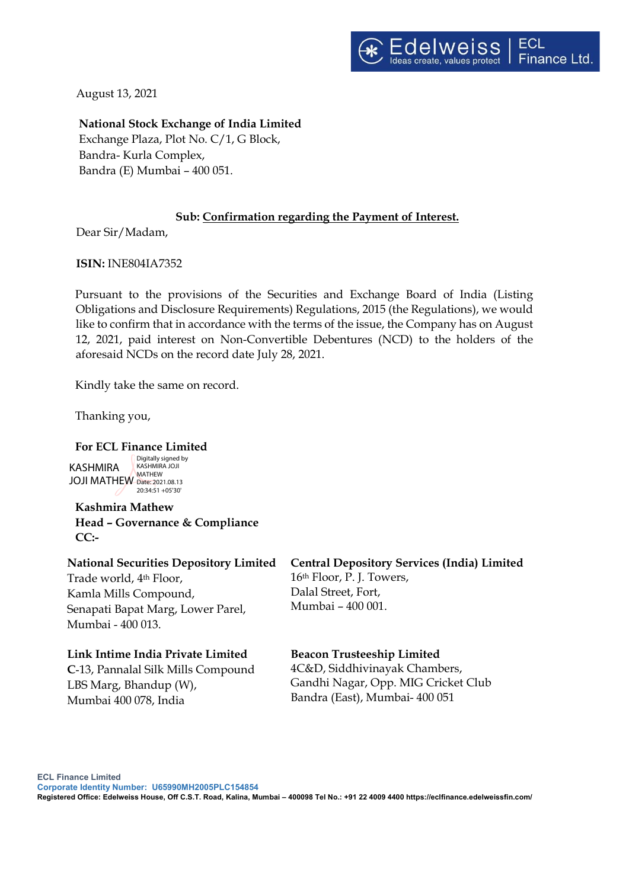August 13, 2021

**National Stock Exchange of India Limited**
Exchange Plaza, Plot No. C/1, G Block,
Bandra- Kurla Complex,
Bandra (E) Mumbai – 400 051.

**Sub: Confirmation regarding the Payment of Interest.**

Dear Sir/Madam,

**ISIN:** INE804IA7352

Pursuant to the provisions of the Securities and Exchange Board of India (Listing Obligations and Disclosure Requirements) Regulations, 2015 (the Regulations), we would like to confirm that in accordance with the terms of the issue, the Company has on August 12, 2021, paid interest on Non-Convertible Debentures (NCD) to the holders of the aforesaid NCDs on the record date July 28, 2021.

Kindly take the same on record.

Thanking you,

**For ECL Finance Limited**

KASHMIRA JOJI MATHEW
Digitally signed by KASHMIRA JOJI MATHEW
Date: 2021.08.13 20:34:51 +05'30'

**Kashmira Mathew**
**Head – Governance & Compliance**
**CC:-**

**National Securities Depository Limited**
Trade world, 4th Floor,
Kamla Mills Compound,
Senapati Bapat Marg, Lower Parel,
Mumbai - 400 013.

**Central Depository Services (India) Limited**
16th Floor, P. J. Towers,
Dalal Street, Fort,
Mumbai – 400 001.

**Link Intime India Private Limited**
C-13, Pannalal Silk Mills Compound
LBS Marg, Bhandup (W),
Mumbai 400 078, India

**Beacon Trusteeship Limited**
4C&D, Siddhivinayak Chambers,
Gandhi Nagar, Opp. MIG Cricket Club
Bandra (East), Mumbai- 400 051